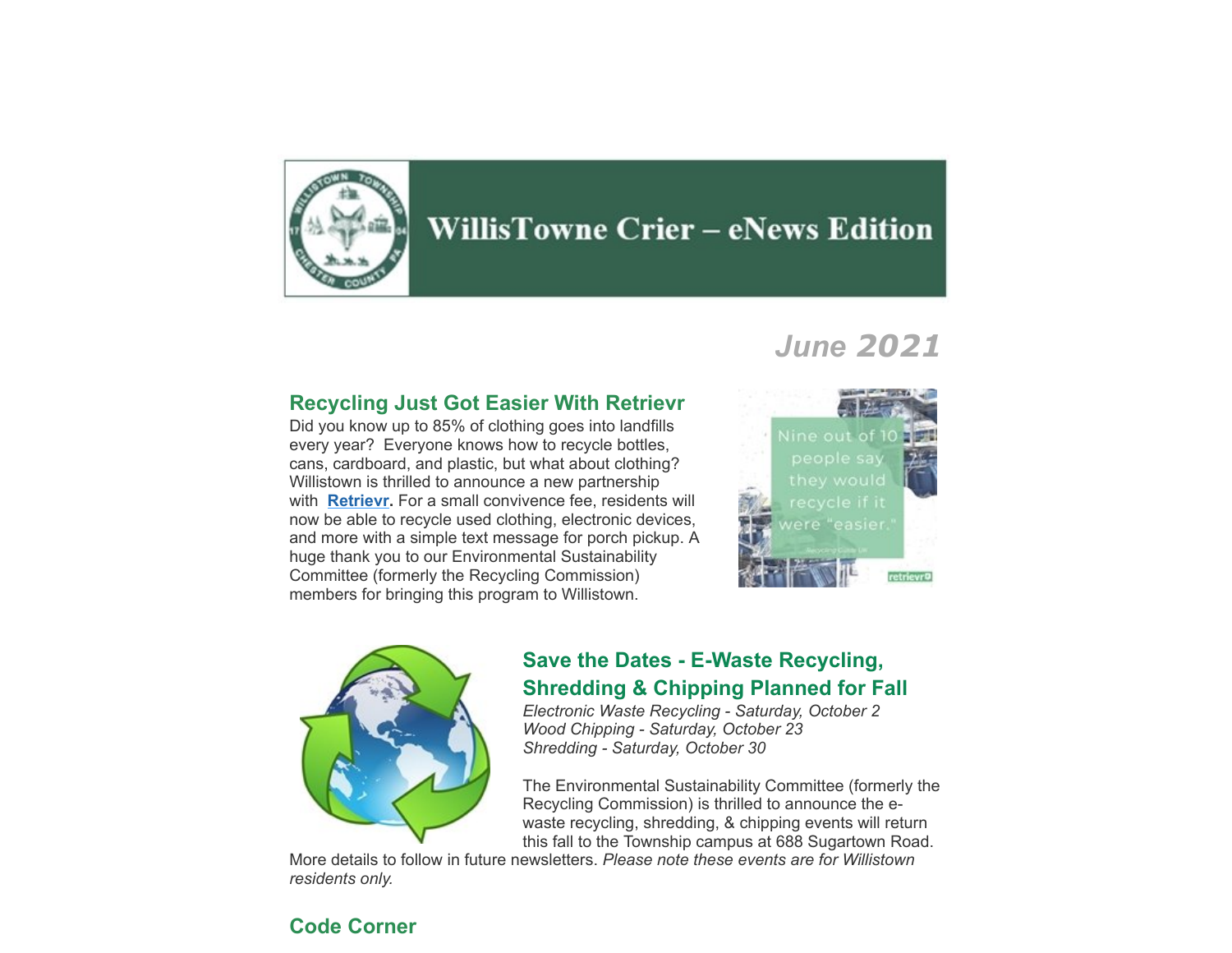# WillisTowne Crier – eNews Edition

*June 2021*

## Recycling Just Got Easier With Retrievr

Did you know up to 85% of clothing goes into landfills every year? Everyone knows how to recycle bottles, cans, cardboard, and plastic, but what about clothing? Willistown is thrilled to announce a new partnership with **[Retrievr](#).** For a small convivence fee, residents will now be able to recycle used clothing, electronic devices, and more with a simple text message for porch pickup. A huge thank you to our Environmental Sustainability Committee (formerly the Recycling Commission) members for bringing this program to Willistown.

## Save the Dates - E-Waste Recycling, Shredding & Chipping Planned for Fall

*Electronic Waste Recycling - Saturday, October 2*
*Wood Chipping - Saturday, October 23*
*Shredding - Saturday, October 30*

The Environmental Sustainability Committee (formerly the Recycling Commission) is thrilled to announce the e-waste recycling, shredding, & chipping events will return this fall to the Township campus at 688 Sugartown Road. More details to follow in future newsletters. *Please note these events are for Willistown residents only.*

## Code Corner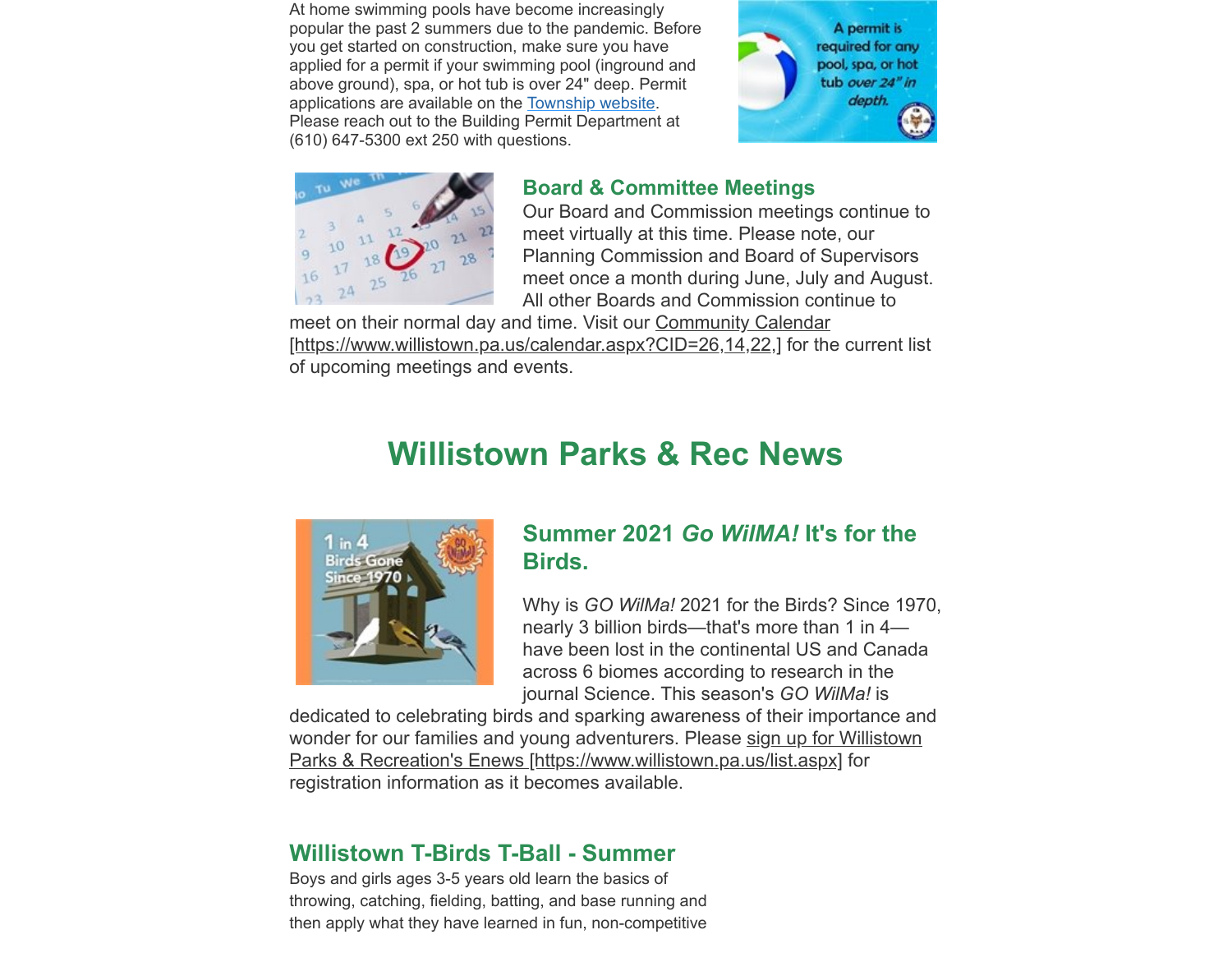At home swimming pools have become increasingly popular the past 2 summers due to the pandemic. Before you get started on construction, make sure you have applied for a permit if your swimming pool (inground and above ground), spa, or hot tub is over 24" deep. Permit applications are available on the Township website. Please reach out to the Building Permit Department at (610) 647-5300 ext 250 with questions.

### Board & Committee Meetings

Our Board and Commission meetings continue to meet virtually at this time. Please note, our Planning Commission and Board of Supervisors meet once a month during June, July and August. All other Boards and Commission continue to meet on their normal day and time. Visit our Community Calendar [https://www.willistown.pa.us/calendar.aspx?CID=26,14,22,] for the current list of upcoming meetings and events.

## Willistown Parks & Rec News

### Summer 2021 *Go WilMA!* It's for the Birds.

Why is *GO WilMa!* 2021 for the Birds? Since 1970, nearly 3 billion birds—that's more than 1 in 4—have been lost in the continental US and Canada across 6 biomes according to research in the journal Science. This season's *GO WilMa!* is dedicated to celebrating birds and sparking awareness of their importance and wonder for our families and young adventurers. Please sign up for Willistown Parks & Recreation's Enews [https://www.willistown.pa.us/list.aspx] for registration information as it becomes available.

### Willistown T-Birds T-Ball - Summer

Boys and girls ages 3-5 years old learn the basics of throwing, catching, fielding, batting, and base running and then apply what they have learned in fun, non-competitive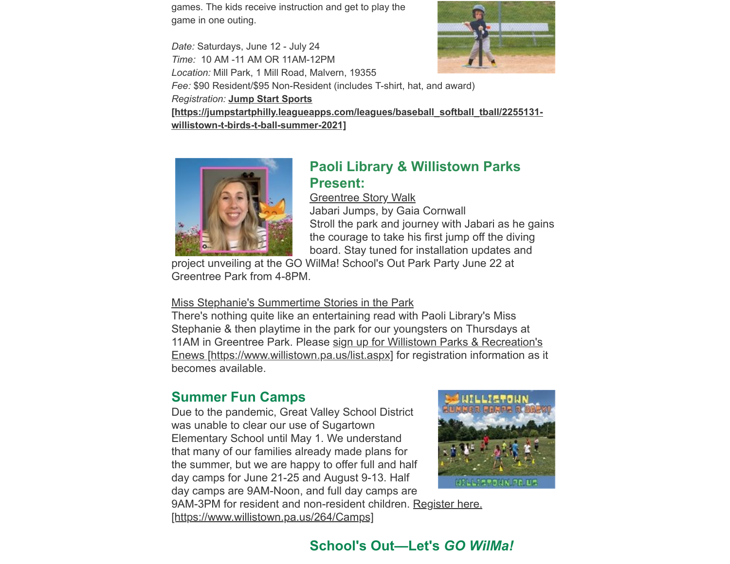games. The kids receive instruction and get to play the game in one outing.

*Date:* Saturdays, June 12 - July 24
*Time:* 10 AM -11 AM OR 11AM-12PM
*Location:* Mill Park, 1 Mill Road, Malvern, 19355
*Fee:* $90 Resident/$95 Non-Resident (includes T-shirt, hat, and award)
*Registration:* **Jump Start Sports [https://jumpstartphilly.leagueapps.com/leagues/baseball_softball_tball/2255131-willistown-t-birds-t-ball-summer-2021]**

## Paoli Library & Willistown Parks Present:

Greentree Story Walk
Jabari Jumps, by Gaia Cornwall
Stroll the park and journey with Jabari as he gains the courage to take his first jump off the diving board. Stay tuned for installation updates and project unveiling at the GO WilMa! School's Out Park Party June 22 at Greentree Park from 4-8PM.

Miss Stephanie's Summertime Stories in the Park
There's nothing quite like an entertaining read with Paoli Library's Miss Stephanie & then playtime in the park for our youngsters on Thursdays at 11AM in Greentree Park. Please sign up for Willistown Parks & Recreation's Enews [https://www.willistown.pa.us/list.aspx] for registration information as it becomes available.

## Summer Fun Camps

Due to the pandemic, Great Valley School District was unable to clear our use of Sugartown Elementary School until May 1. We understand that many of our families already made plans for the summer, but we are happy to offer full and half day camps for June 21-25 and August 9-13. Half day camps are 9AM-Noon, and full day camps are 9AM-3PM for resident and non-resident children. Register here. [https://www.willistown.pa.us/264/Camps]

## School's Out—Let's *GO WilMa!*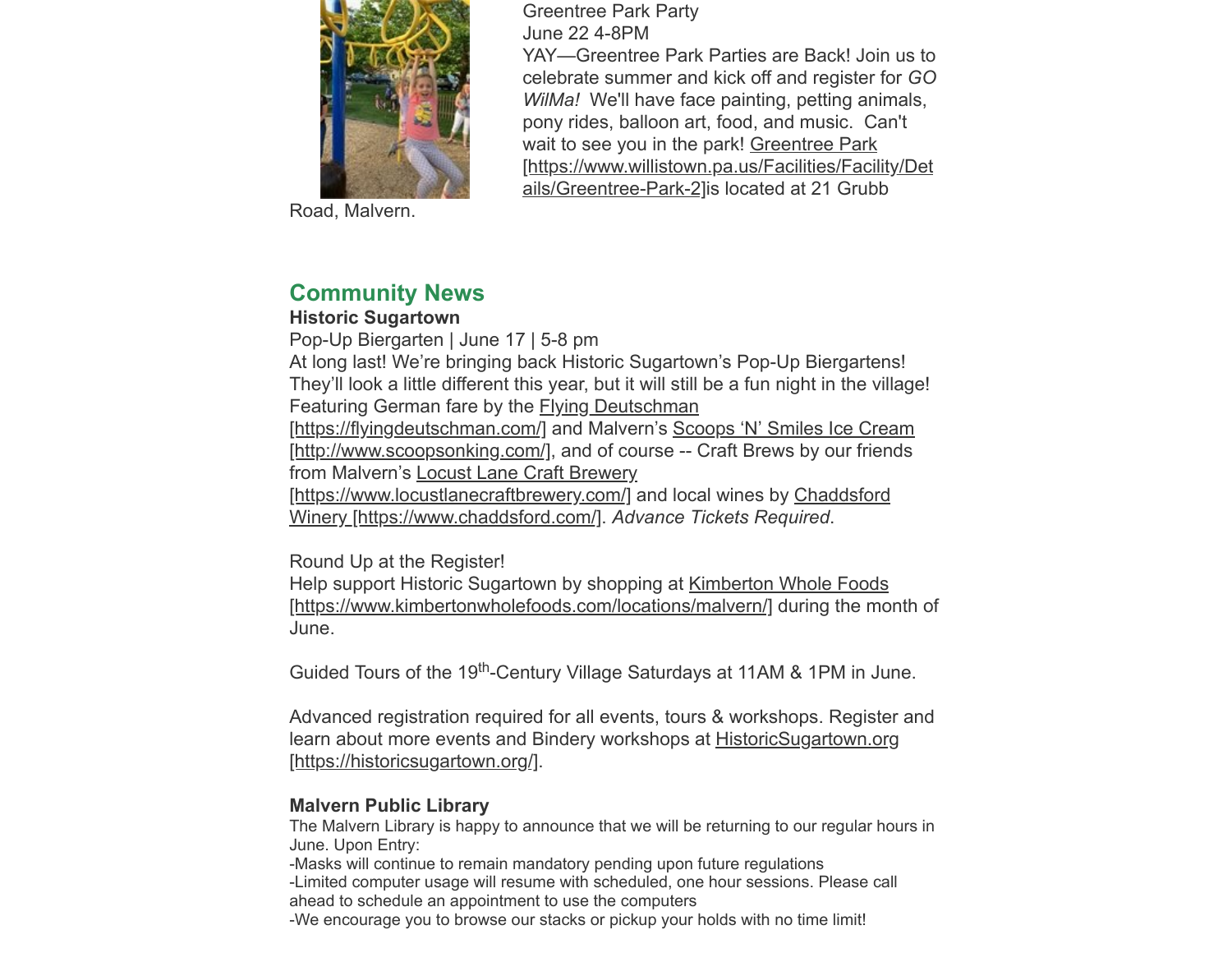Greentree Park Party
June 22 4-8PM
YAY—Greentree Park Parties are Back! Join us to celebrate summer and kick off and register for *GO WilMa!* We'll have face painting, petting animals, pony rides, balloon art, food, and music. Can't wait to see you in the park! Greentree Park [https://www.willistown.pa.us/Facilities/Facility/Details/Greentree-Park-2]is located at 21 Grubb Road, Malvern.

## Community News

**Historic Sugartown**

Pop-Up Biergarten | June 17 | 5-8 pm
At long last! We're bringing back Historic Sugartown's Pop-Up Biergartens! They'll look a little different this year, but it will still be a fun night in the village! Featuring German fare by the Flying Deutschman [https://flyingdeutschman.com/] and Malvern's Scoops 'N' Smiles Ice Cream [http://www.scoopsonking.com/], and of course -- Craft Brews by our friends from Malvern's Locust Lane Craft Brewery [https://www.locustlanecraftbrewery.com/] and local wines by Chaddsford Winery [https://www.chaddsford.com/]. *Advance Tickets Required*.

Round Up at the Register!
Help support Historic Sugartown by shopping at Kimberton Whole Foods [https://www.kimbertonwholefoods.com/locations/malvern/] during the month of June.

Guided Tours of the 19th-Century Village Saturdays at 11AM & 1PM in June.

Advanced registration required for all events, tours & workshops. Register and learn about more events and Bindery workshops at HistoricSugartown.org [https://historicsugartown.org/].

**Malvern Public Library**

The Malvern Library is happy to announce that we will be returning to our regular hours in June. Upon Entry:
-Masks will continue to remain mandatory pending upon future regulations
-Limited computer usage will resume with scheduled, one hour sessions. Please call ahead to schedule an appointment to use the computers
-We encourage you to browse our stacks or pickup your holds with no time limit!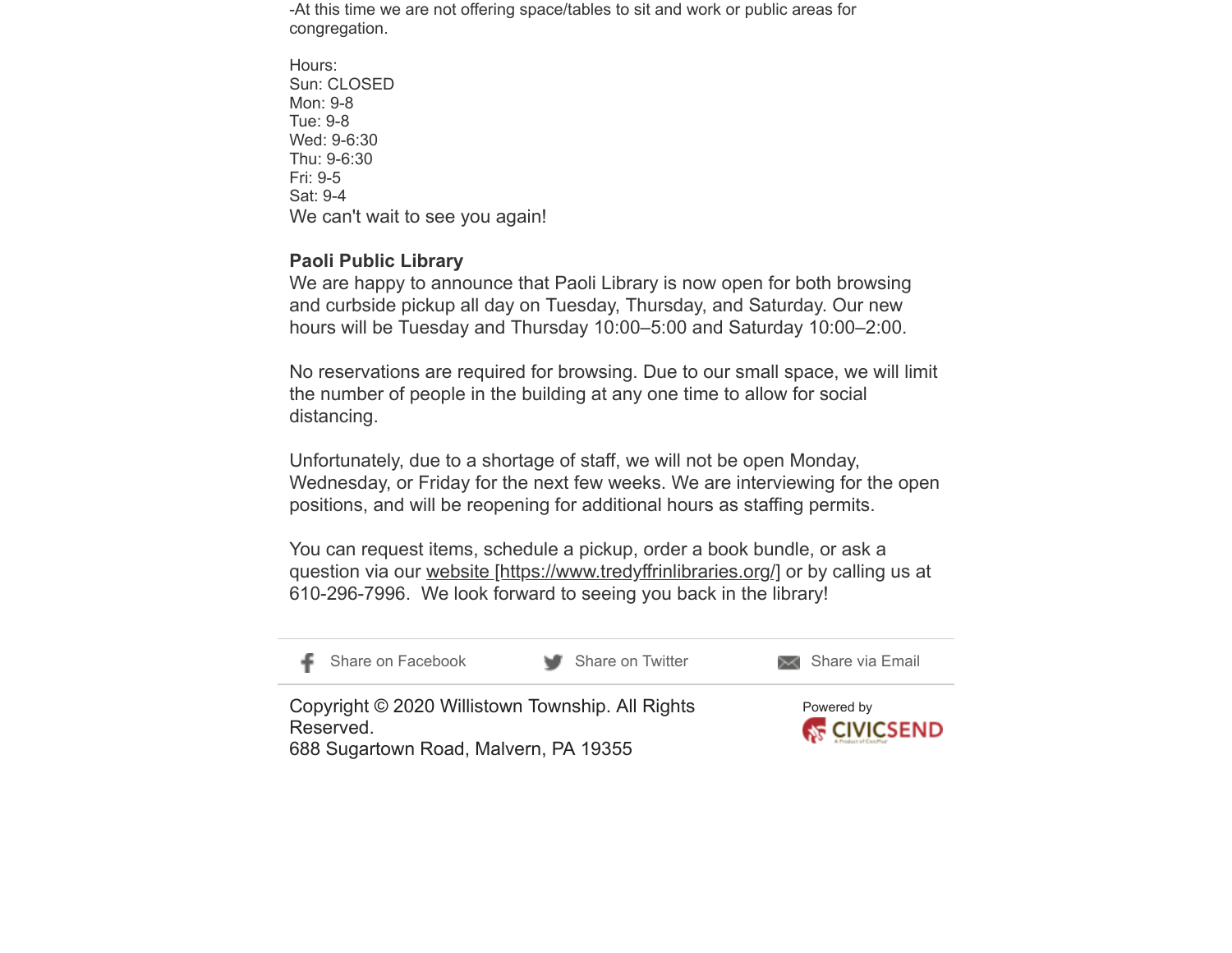-At this time we are not offering space/tables to sit and work or public areas for congregation.

Hours:
Sun: CLOSED
Mon: 9-8
Tue: 9-8
Wed: 9-6:30
Thu: 9-6:30
Fri: 9-5
Sat: 9-4
We can't wait to see you again!

**Paoli Public Library**
We are happy to announce that Paoli Library is now open for both browsing and curbside pickup all day on Tuesday, Thursday, and Saturday. Our new hours will be Tuesday and Thursday 10:00–5:00 and Saturday 10:00–2:00.

No reservations are required for browsing. Due to our small space, we will limit the number of people in the building at any one time to allow for social distancing.

Unfortunately, due to a shortage of staff, we will not be open Monday, Wednesday, or Friday for the next few weeks. We are interviewing for the open positions, and will be reopening for additional hours as staffing permits.

You can request items, schedule a pickup, order a book bundle, or ask a question via our website [https://www.tredyffrinlibraries.org/] or by calling us at 610-296-7996. We look forward to seeing you back in the library!

Share on Facebook Share on Twitter Share via Email

Copyright © 2020 Willistown Township. All Rights Reserved.
688 Sugartown Road, Malvern, PA 19355

Powered by CIVICSEND